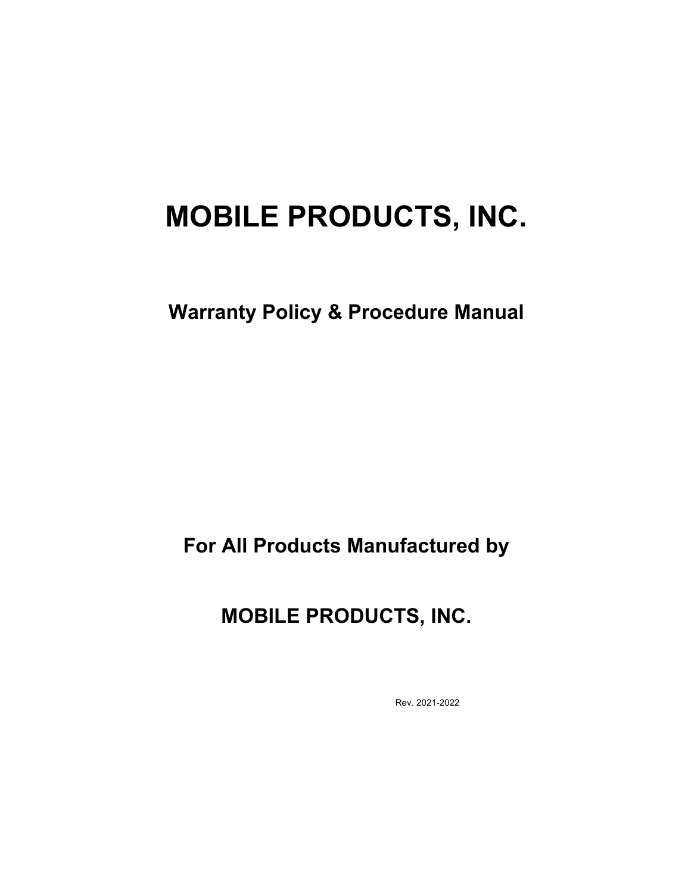# MOBILE PRODUCTS, INC.

## Warranty Policy & Procedure Manual

## For All Products Manufactured by

## MOBILE PRODUCTS, INC.

Rev. 2021-2022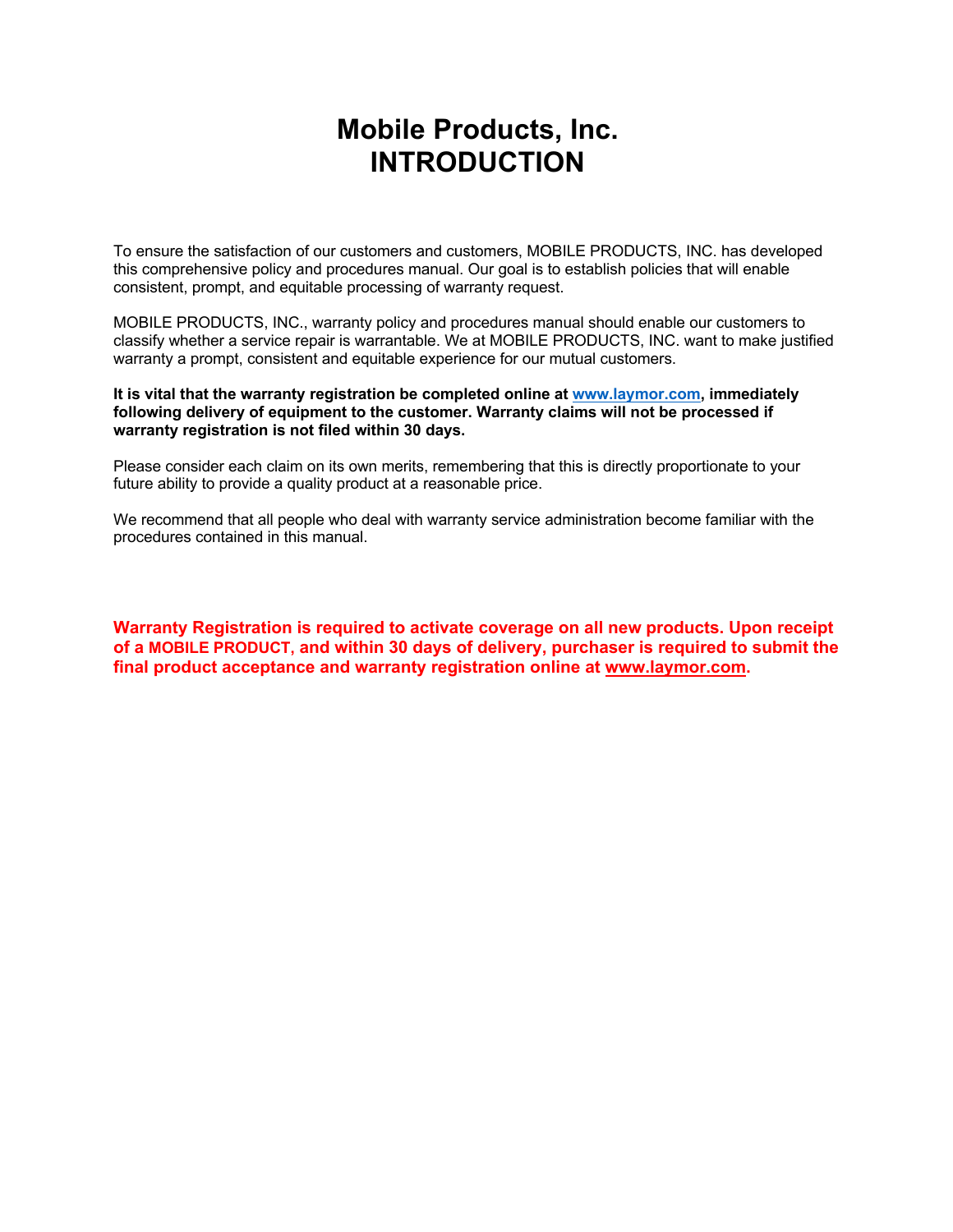# Mobile Products, Inc.
# INTRODUCTION

To ensure the satisfaction of our customers and customers, MOBILE PRODUCTS, INC. has developed this comprehensive policy and procedures manual. Our goal is to establish policies that will enable consistent, prompt, and equitable processing of warranty request.

MOBILE PRODUCTS, INC., warranty policy and procedures manual should enable our customers to classify whether a service repair is warrantable. We at MOBILE PRODUCTS, INC. want to make justified warranty a prompt, consistent and equitable experience for our mutual customers.

**It is vital that the warranty registration be completed online at www.laymor.com, immediately following delivery of equipment to the customer. Warranty claims will not be processed if warranty registration is not filed within 30 days.**

Please consider each claim on its own merits, remembering that this is directly proportionate to your future ability to provide a quality product at a reasonable price.

We recommend that all people who deal with warranty service administration become familiar with the procedures contained in this manual.

**Warranty Registration is required to activate coverage on all new products. Upon receipt of a MOBILE PRODUCT, and within 30 days of delivery, purchaser is required to submit the final product acceptance and warranty registration online at www.laymor.com.**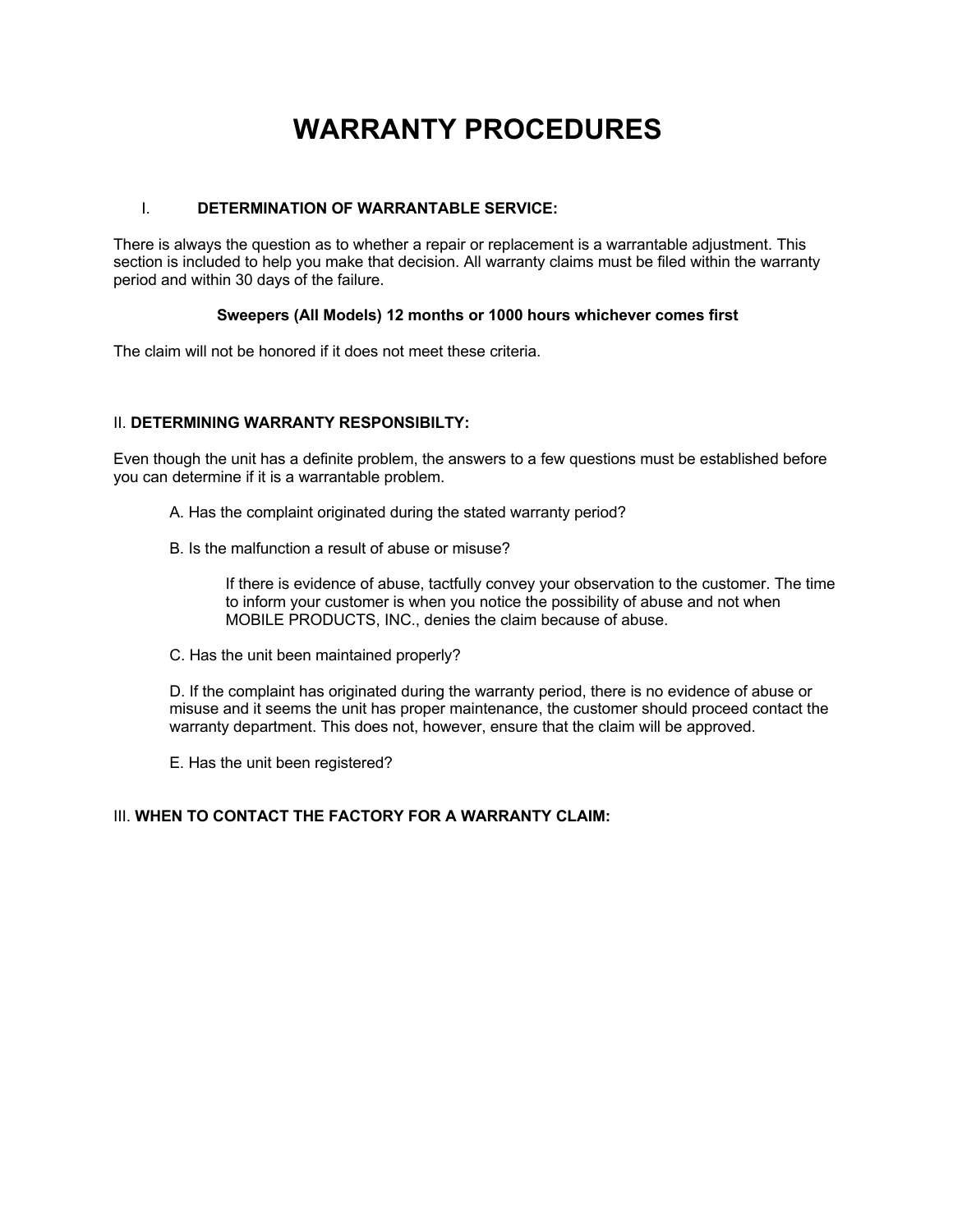# WARRANTY PROCEDURES

## I. DETERMINATION OF WARRANTABLE SERVICE:

There is always the question as to whether a repair or replacement is a warrantable adjustment. This section is included to help you make that decision. All warranty claims must be filed within the warranty period and within 30 days of the failure.

**Sweepers (All Models) 12 months or 1000 hours whichever comes first**

The claim will not be honored if it does not meet these criteria.

## II. DETERMINING WARRANTY RESPONSIBILTY:

Even though the unit has a definite problem, the answers to a few questions must be established before you can determine if it is a warrantable problem.

A. Has the complaint originated during the stated warranty period?

B. Is the malfunction a result of abuse or misuse?

> If there is evidence of abuse, tactfully convey your observation to the customer. The time to inform your customer is when you notice the possibility of abuse and not when MOBILE PRODUCTS, INC., denies the claim because of abuse.

C. Has the unit been maintained properly?

D. If the complaint has originated during the warranty period, there is no evidence of abuse or misuse and it seems the unit has proper maintenance, the customer should proceed contact the warranty department. This does not, however, ensure that the claim will be approved.

E. Has the unit been registered?

## III. WHEN TO CONTACT THE FACTORY FOR A WARRANTY CLAIM: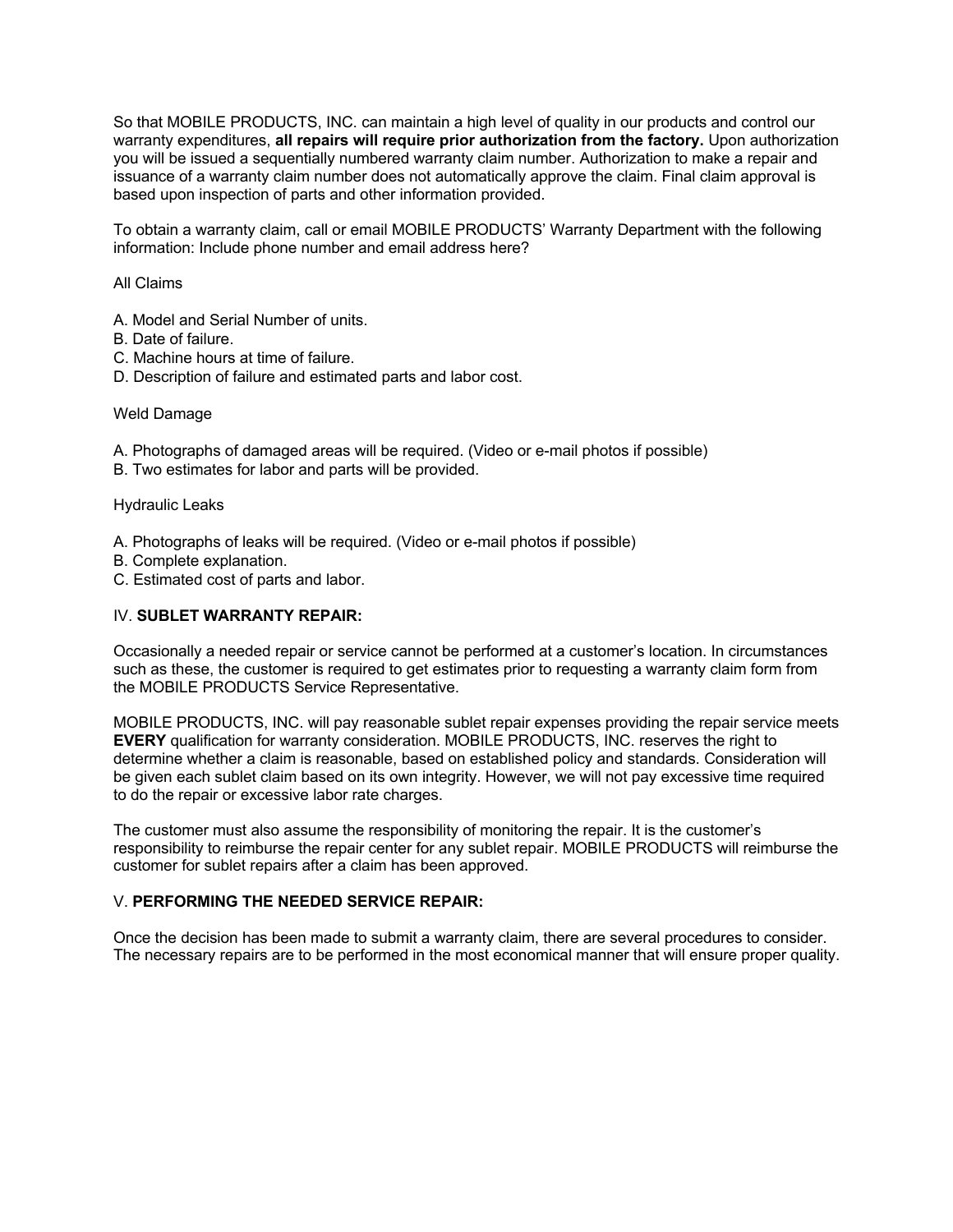So that MOBILE PRODUCTS, INC. can maintain a high level of quality in our products and control our warranty expenditures, **all repairs will require prior authorization from the factory.** Upon authorization you will be issued a sequentially numbered warranty claim number. Authorization to make a repair and issuance of a warranty claim number does not automatically approve the claim. Final claim approval is based upon inspection of parts and other information provided.

To obtain a warranty claim, call or email MOBILE PRODUCTS' Warranty Department with the following information: Include phone number and email address here?

All Claims

A. Model and Serial Number of units.
B. Date of failure.
C. Machine hours at time of failure.
D. Description of failure and estimated parts and labor cost.

Weld Damage

A. Photographs of damaged areas will be required. (Video or e-mail photos if possible)
B. Two estimates for labor and parts will be provided.

Hydraulic Leaks

A. Photographs of leaks will be required. (Video or e-mail photos if possible)
B. Complete explanation.
C. Estimated cost of parts and labor.

## IV. **SUBLET WARRANTY REPAIR:**

Occasionally a needed repair or service cannot be performed at a customer's location. In circumstances such as these, the customer is required to get estimates prior to requesting a warranty claim form from the MOBILE PRODUCTS Service Representative.

MOBILE PRODUCTS, INC. will pay reasonable sublet repair expenses providing the repair service meets **EVERY** qualification for warranty consideration. MOBILE PRODUCTS, INC. reserves the right to determine whether a claim is reasonable, based on established policy and standards. Consideration will be given each sublet claim based on its own integrity. However, we will not pay excessive time required to do the repair or excessive labor rate charges.

The customer must also assume the responsibility of monitoring the repair. It is the customer's responsibility to reimburse the repair center for any sublet repair. MOBILE PRODUCTS will reimburse the customer for sublet repairs after a claim has been approved.

## V. **PERFORMING THE NEEDED SERVICE REPAIR:**

Once the decision has been made to submit a warranty claim, there are several procedures to consider. The necessary repairs are to be performed in the most economical manner that will ensure proper quality.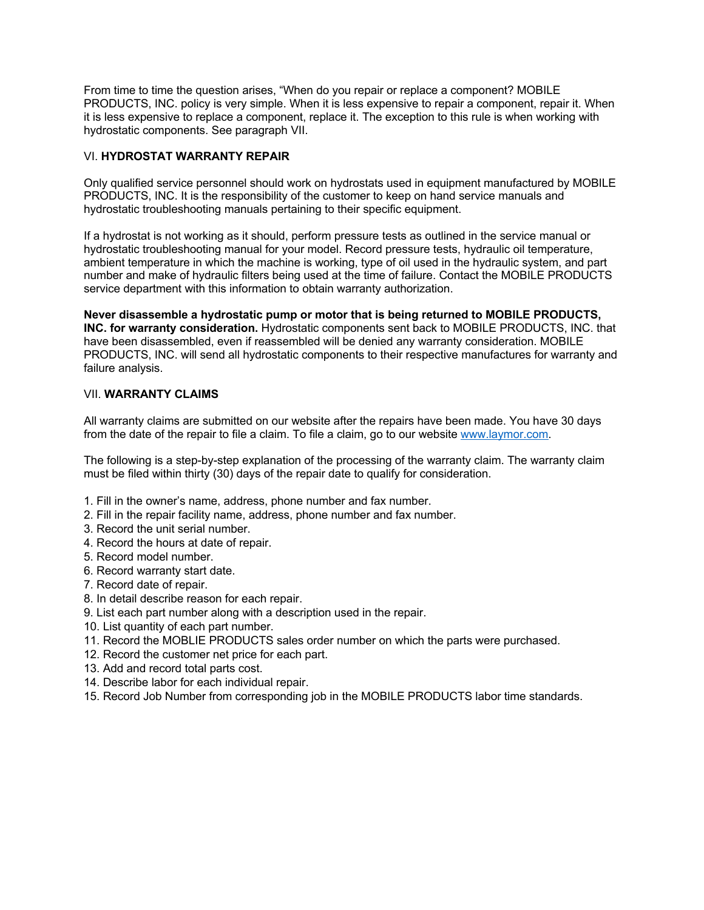From time to time the question arises, “When do you repair or replace a component? MOBILE PRODUCTS, INC. policy is very simple. When it is less expensive to repair a component, repair it. When it is less expensive to replace a component, replace it. The exception to this rule is when working with hydrostatic components. See paragraph VII.

## VI. **HYDROSTAT WARRANTY REPAIR**

Only qualified service personnel should work on hydrostats used in equipment manufactured by MOBILE PRODUCTS, INC. It is the responsibility of the customer to keep on hand service manuals and hydrostatic troubleshooting manuals pertaining to their specific equipment.

If a hydrostat is not working as it should, perform pressure tests as outlined in the service manual or hydrostatic troubleshooting manual for your model. Record pressure tests, hydraulic oil temperature, ambient temperature in which the machine is working, type of oil used in the hydraulic system, and part number and make of hydraulic filters being used at the time of failure. Contact the MOBILE PRODUCTS service department with this information to obtain warranty authorization.

**Never disassemble a hydrostatic pump or motor that is being returned to MOBILE PRODUCTS, INC. for warranty consideration.** Hydrostatic components sent back to MOBILE PRODUCTS, INC. that have been disassembled, even if reassembled will be denied any warranty consideration. MOBILE PRODUCTS, INC. will send all hydrostatic components to their respective manufactures for warranty and failure analysis.

## VII. **WARRANTY CLAIMS**

All warranty claims are submitted on our website after the repairs have been made. You have 30 days from the date of the repair to file a claim. To file a claim, go to our website www.laymor.com.

The following is a step-by-step explanation of the processing of the warranty claim. The warranty claim must be filed within thirty (30) days of the repair date to qualify for consideration.

1. Fill in the owner’s name, address, phone number and fax number.
2. Fill in the repair facility name, address, phone number and fax number.
3. Record the unit serial number.
4. Record the hours at date of repair.
5. Record model number.
6. Record warranty start date.
7. Record date of repair.
8. In detail describe reason for each repair.
9. List each part number along with a description used in the repair.
10. List quantity of each part number.
11. Record the MOBLIE PRODUCTS sales order number on which the parts were purchased.
12. Record the customer net price for each part.
13. Add and record total parts cost.
14. Describe labor for each individual repair.
15. Record Job Number from corresponding job in the MOBILE PRODUCTS labor time standards.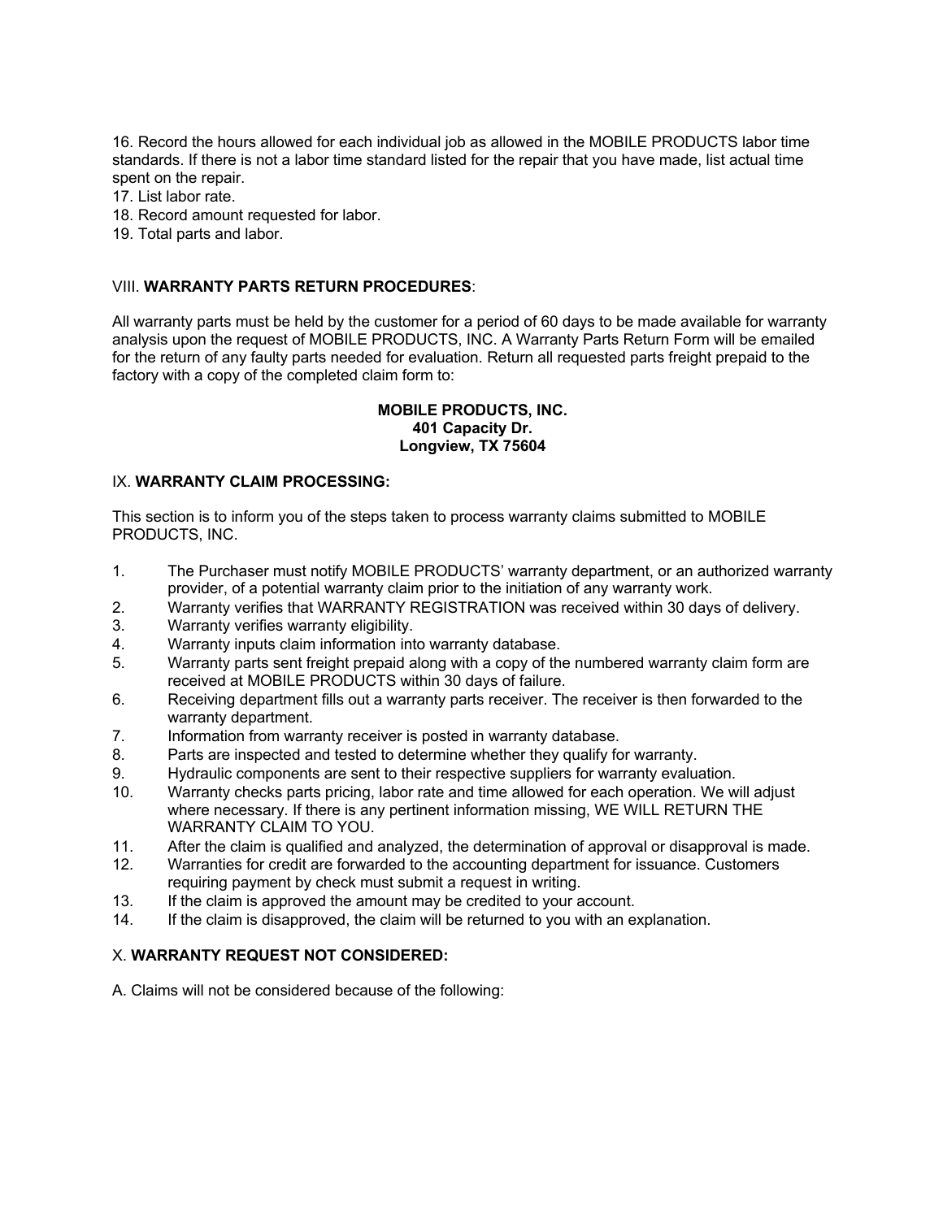16. Record the hours allowed for each individual job as allowed in the MOBILE PRODUCTS labor time standards. If there is not a labor time standard listed for the repair that you have made, list actual time spent on the repair.
17. List labor rate.
18. Record amount requested for labor.
19. Total parts and labor.

## VIII. **WARRANTY PARTS RETURN PROCEDURES**:

All warranty parts must be held by the customer for a period of 60 days to be made available for warranty analysis upon the request of MOBILE PRODUCTS, INC. A Warranty Parts Return Form will be emailed for the return of any faulty parts needed for evaluation. Return all requested parts freight prepaid to the factory with a copy of the completed claim form to:

**MOBILE PRODUCTS, INC.**
**401 Capacity Dr.**
**Longview, TX 75604**

## IX. **WARRANTY CLAIM PROCESSING:**

This section is to inform you of the steps taken to process warranty claims submitted to MOBILE PRODUCTS, INC.

1. The Purchaser must notify MOBILE PRODUCTS' warranty department, or an authorized warranty provider, of a potential warranty claim prior to the initiation of any warranty work.
2. Warranty verifies that WARRANTY REGISTRATION was received within 30 days of delivery.
3. Warranty verifies warranty eligibility.
4. Warranty inputs claim information into warranty database.
5. Warranty parts sent freight prepaid along with a copy of the numbered warranty claim form are received at MOBILE PRODUCTS within 30 days of failure.
6. Receiving department fills out a warranty parts receiver. The receiver is then forwarded to the warranty department.
7. Information from warranty receiver is posted in warranty database.
8. Parts are inspected and tested to determine whether they qualify for warranty.
9. Hydraulic components are sent to their respective suppliers for warranty evaluation.
10. Warranty checks parts pricing, labor rate and time allowed for each operation. We will adjust where necessary. If there is any pertinent information missing, WE WILL RETURN THE WARRANTY CLAIM TO YOU.
11. After the claim is qualified and analyzed, the determination of approval or disapproval is made.
12. Warranties for credit are forwarded to the accounting department for issuance. Customers requiring payment by check must submit a request in writing.
13. If the claim is approved the amount may be credited to your account.
14. If the claim is disapproved, the claim will be returned to you with an explanation.

## X. **WARRANTY REQUEST NOT CONSIDERED:**

A. Claims will not be considered because of the following: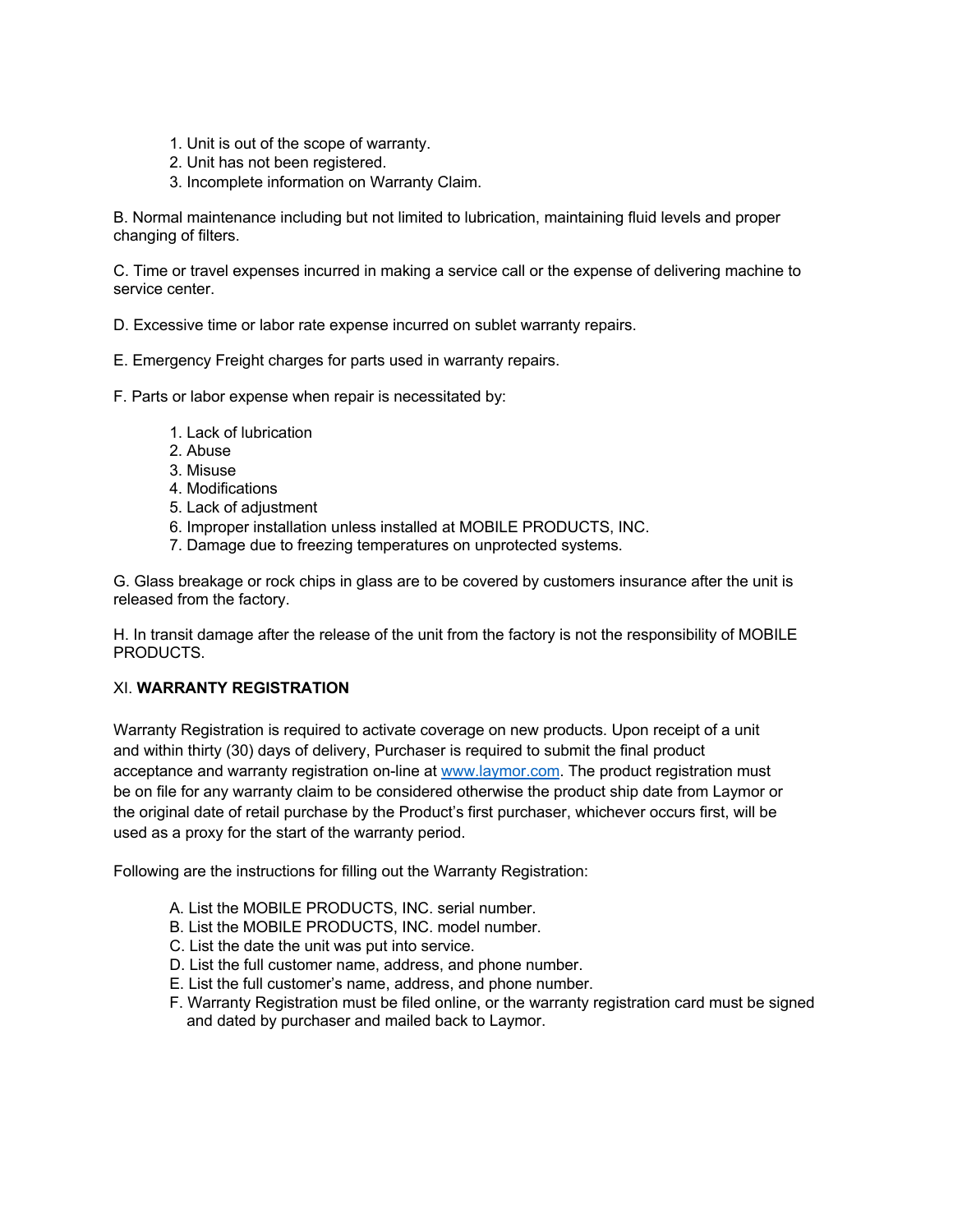1. Unit is out of the scope of warranty.
2. Unit has not been registered.
3. Incomplete information on Warranty Claim.

B. Normal maintenance including but not limited to lubrication, maintaining fluid levels and proper changing of filters.

C. Time or travel expenses incurred in making a service call or the expense of delivering machine to service center.

D. Excessive time or labor rate expense incurred on sublet warranty repairs.

E. Emergency Freight charges for parts used in warranty repairs.

F. Parts or labor expense when repair is necessitated by:

1. Lack of lubrication
2. Abuse
3. Misuse
4. Modifications
5. Lack of adjustment
6. Improper installation unless installed at MOBILE PRODUCTS, INC.
7. Damage due to freezing temperatures on unprotected systems.

G. Glass breakage or rock chips in glass are to be covered by customers insurance after the unit is released from the factory.

H. In transit damage after the release of the unit from the factory is not the responsibility of MOBILE PRODUCTS.

XI. **WARRANTY REGISTRATION**

Warranty Registration is required to activate coverage on new products. Upon receipt of a unit and within thirty (30) days of delivery, Purchaser is required to submit the final product acceptance and warranty registration on-line at [www.laymor.com](http://www.laymor.com). The product registration must be on file for any warranty claim to be considered otherwise the product ship date from Laymor or the original date of retail purchase by the Product's first purchaser, whichever occurs first, will be used as a proxy for the start of the warranty period.

Following are the instructions for filling out the Warranty Registration:

A. List the MOBILE PRODUCTS, INC. serial number.
B. List the MOBILE PRODUCTS, INC. model number.
C. List the date the unit was put into service.
D. List the full customer name, address, and phone number.
E. List the full customer's name, address, and phone number.
F. Warranty Registration must be filed online, or the warranty registration card must be signed and dated by purchaser and mailed back to Laymor.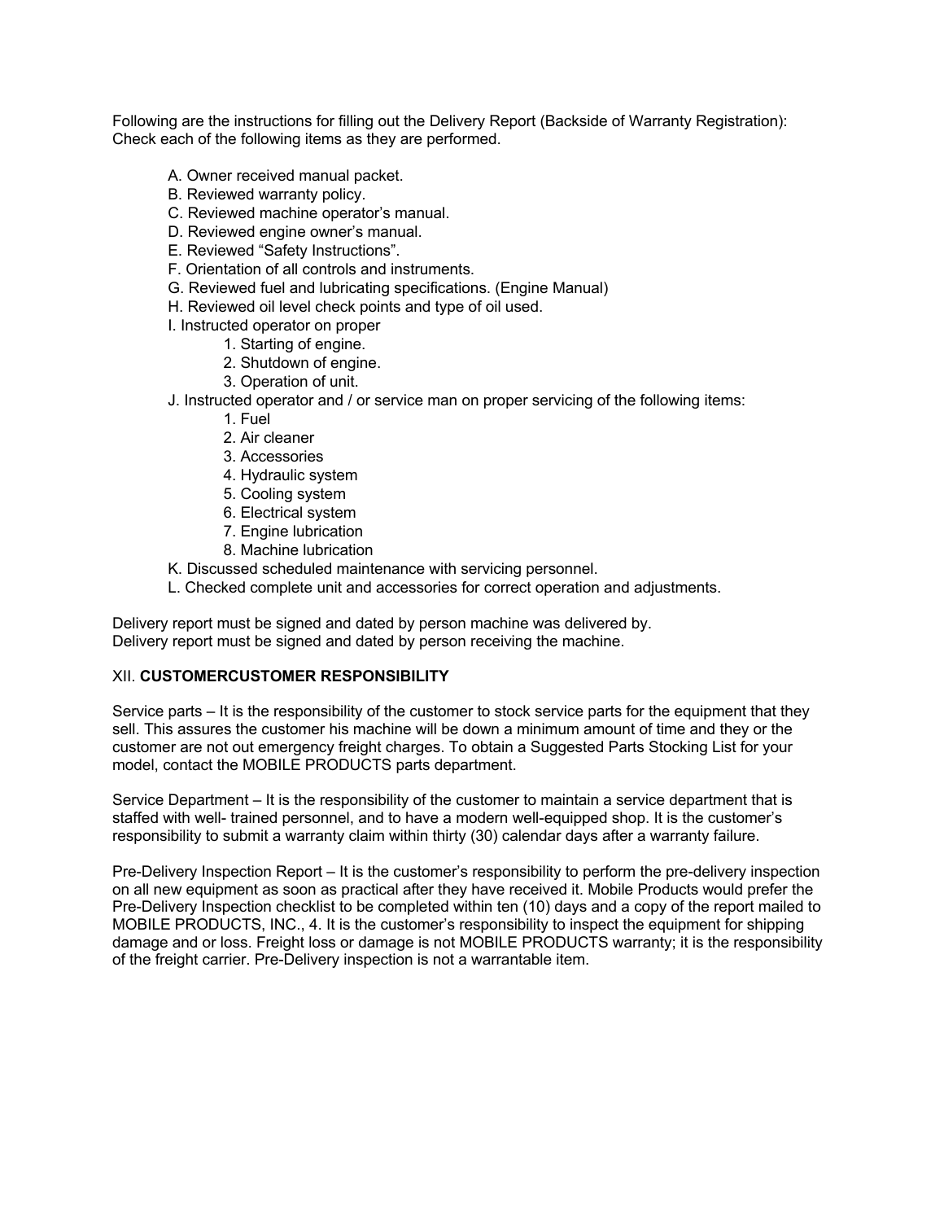Following are the instructions for filling out the Delivery Report (Backside of Warranty Registration): Check each of the following items as they are performed.

- A. Owner received manual packet.
- B. Reviewed warranty policy.
- C. Reviewed machine operator's manual.
- D. Reviewed engine owner's manual.
- E. Reviewed "Safety Instructions".
- F. Orientation of all controls and instruments.
- G. Reviewed fuel and lubricating specifications. (Engine Manual)
- H. Reviewed oil level check points and type of oil used.
- I. Instructed operator on proper
    1. Starting of engine.
    2. Shutdown of engine.
    3. Operation of unit.
- J. Instructed operator and / or service man on proper servicing of the following items:
    1. Fuel
    2. Air cleaner
    3. Accessories
    4. Hydraulic system
    5. Cooling system
    6. Electrical system
    7. Engine lubrication
    8. Machine lubrication
- K. Discussed scheduled maintenance with servicing personnel.
- L. Checked complete unit and accessories for correct operation and adjustments.

Delivery report must be signed and dated by person machine was delivered by.
Delivery report must be signed and dated by person receiving the machine.

## XII. **CUSTOMERCUSTOMER RESPONSIBILITY**

Service parts – It is the responsibility of the customer to stock service parts for the equipment that they sell. This assures the customer his machine will be down a minimum amount of time and they or the customer are not out emergency freight charges. To obtain a Suggested Parts Stocking List for your model, contact the MOBILE PRODUCTS parts department.

Service Department – It is the responsibility of the customer to maintain a service department that is staffed with well- trained personnel, and to have a modern well-equipped shop. It is the customer's responsibility to submit a warranty claim within thirty (30) calendar days after a warranty failure.

Pre-Delivery Inspection Report – It is the customer's responsibility to perform the pre-delivery inspection on all new equipment as soon as practical after they have received it. Mobile Products would prefer the Pre-Delivery Inspection checklist to be completed within ten (10) days and a copy of the report mailed to MOBILE PRODUCTS, INC., 4. It is the customer's responsibility to inspect the equipment for shipping damage and or loss. Freight loss or damage is not MOBILE PRODUCTS warranty; it is the responsibility of the freight carrier. Pre-Delivery inspection is not a warrantable item.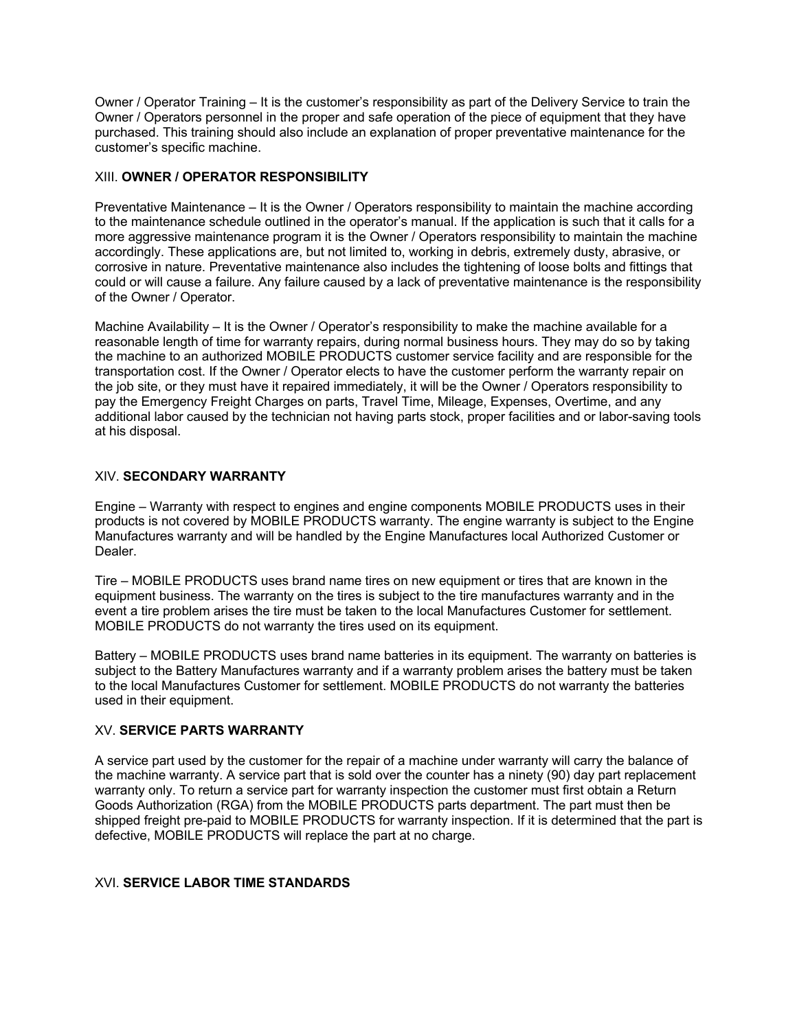Owner / Operator Training – It is the customer's responsibility as part of the Delivery Service to train the Owner / Operators personnel in the proper and safe operation of the piece of equipment that they have purchased. This training should also include an explanation of proper preventative maintenance for the customer's specific machine.

## XIII. **OWNER / OPERATOR RESPONSIBILITY**

Preventative Maintenance – It is the Owner / Operators responsibility to maintain the machine according to the maintenance schedule outlined in the operator's manual. If the application is such that it calls for a more aggressive maintenance program it is the Owner / Operators responsibility to maintain the machine accordingly. These applications are, but not limited to, working in debris, extremely dusty, abrasive, or corrosive in nature. Preventative maintenance also includes the tightening of loose bolts and fittings that could or will cause a failure. Any failure caused by a lack of preventative maintenance is the responsibility of the Owner / Operator.

Machine Availability – It is the Owner / Operator's responsibility to make the machine available for a reasonable length of time for warranty repairs, during normal business hours. They may do so by taking the machine to an authorized MOBILE PRODUCTS customer service facility and are responsible for the transportation cost. If the Owner / Operator elects to have the customer perform the warranty repair on the job site, or they must have it repaired immediately, it will be the Owner / Operators responsibility to pay the Emergency Freight Charges on parts, Travel Time, Mileage, Expenses, Overtime, and any additional labor caused by the technician not having parts stock, proper facilities and or labor-saving tools at his disposal.

## XIV. **SECONDARY WARRANTY**

Engine – Warranty with respect to engines and engine components MOBILE PRODUCTS uses in their products is not covered by MOBILE PRODUCTS warranty. The engine warranty is subject to the Engine Manufactures warranty and will be handled by the Engine Manufactures local Authorized Customer or Dealer.

Tire – MOBILE PRODUCTS uses brand name tires on new equipment or tires that are known in the equipment business. The warranty on the tires is subject to the tire manufactures warranty and in the event a tire problem arises the tire must be taken to the local Manufactures Customer for settlement. MOBILE PRODUCTS do not warranty the tires used on its equipment.

Battery – MOBILE PRODUCTS uses brand name batteries in its equipment. The warranty on batteries is subject to the Battery Manufactures warranty and if a warranty problem arises the battery must be taken to the local Manufactures Customer for settlement. MOBILE PRODUCTS do not warranty the batteries used in their equipment.

## XV. **SERVICE PARTS WARRANTY**

A service part used by the customer for the repair of a machine under warranty will carry the balance of the machine warranty. A service part that is sold over the counter has a ninety (90) day part replacement warranty only. To return a service part for warranty inspection the customer must first obtain a Return Goods Authorization (RGA) from the MOBILE PRODUCTS parts department. The part must then be shipped freight pre-paid to MOBILE PRODUCTS for warranty inspection. If it is determined that the part is defective, MOBILE PRODUCTS will replace the part at no charge.

## XVI. **SERVICE LABOR TIME STANDARDS**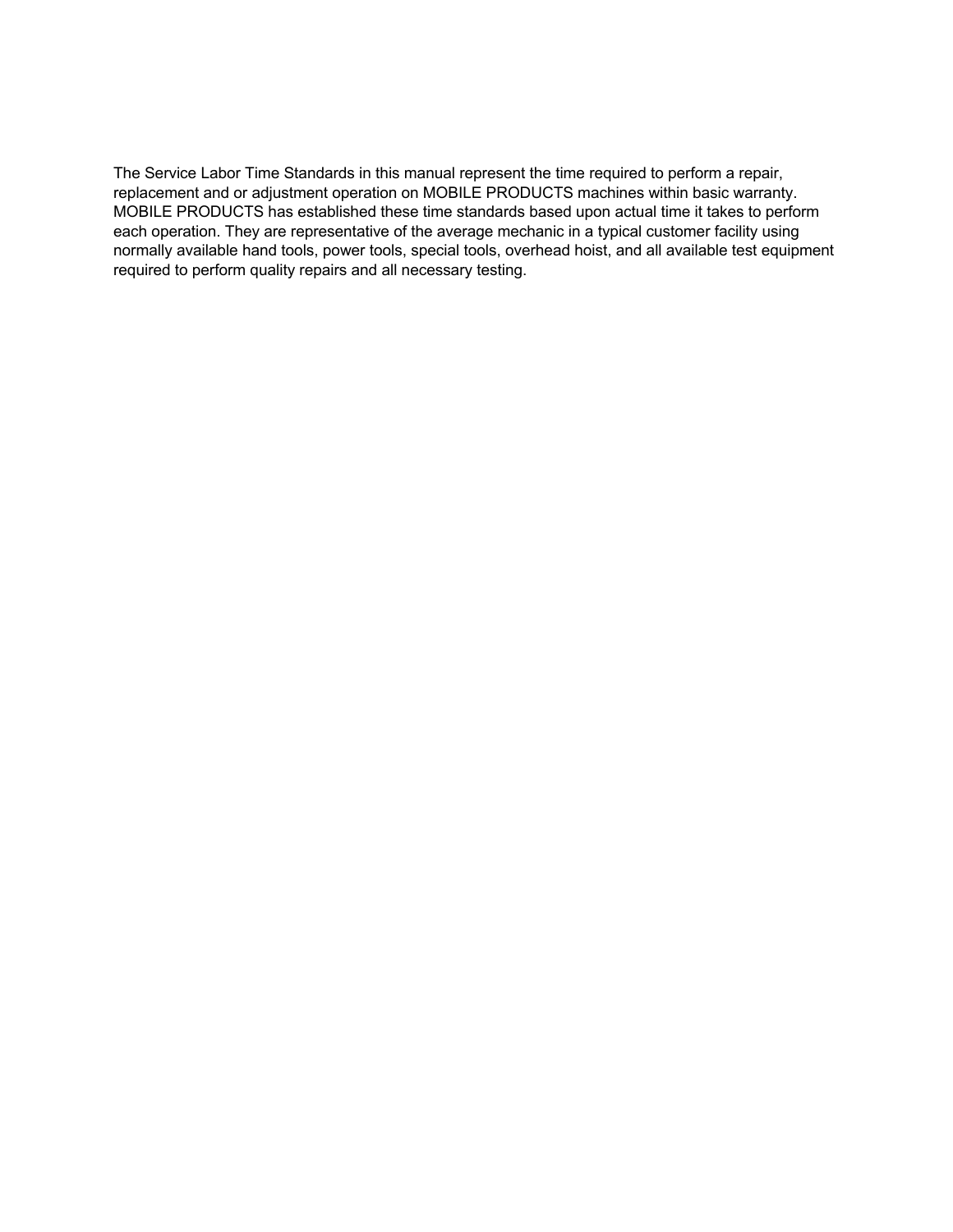The Service Labor Time Standards in this manual represent the time required to perform a repair, replacement and or adjustment operation on MOBILE PRODUCTS machines within basic warranty. MOBILE PRODUCTS has established these time standards based upon actual time it takes to perform each operation. They are representative of the average mechanic in a typical customer facility using normally available hand tools, power tools, special tools, overhead hoist, and all available test equipment required to perform quality repairs and all necessary testing.